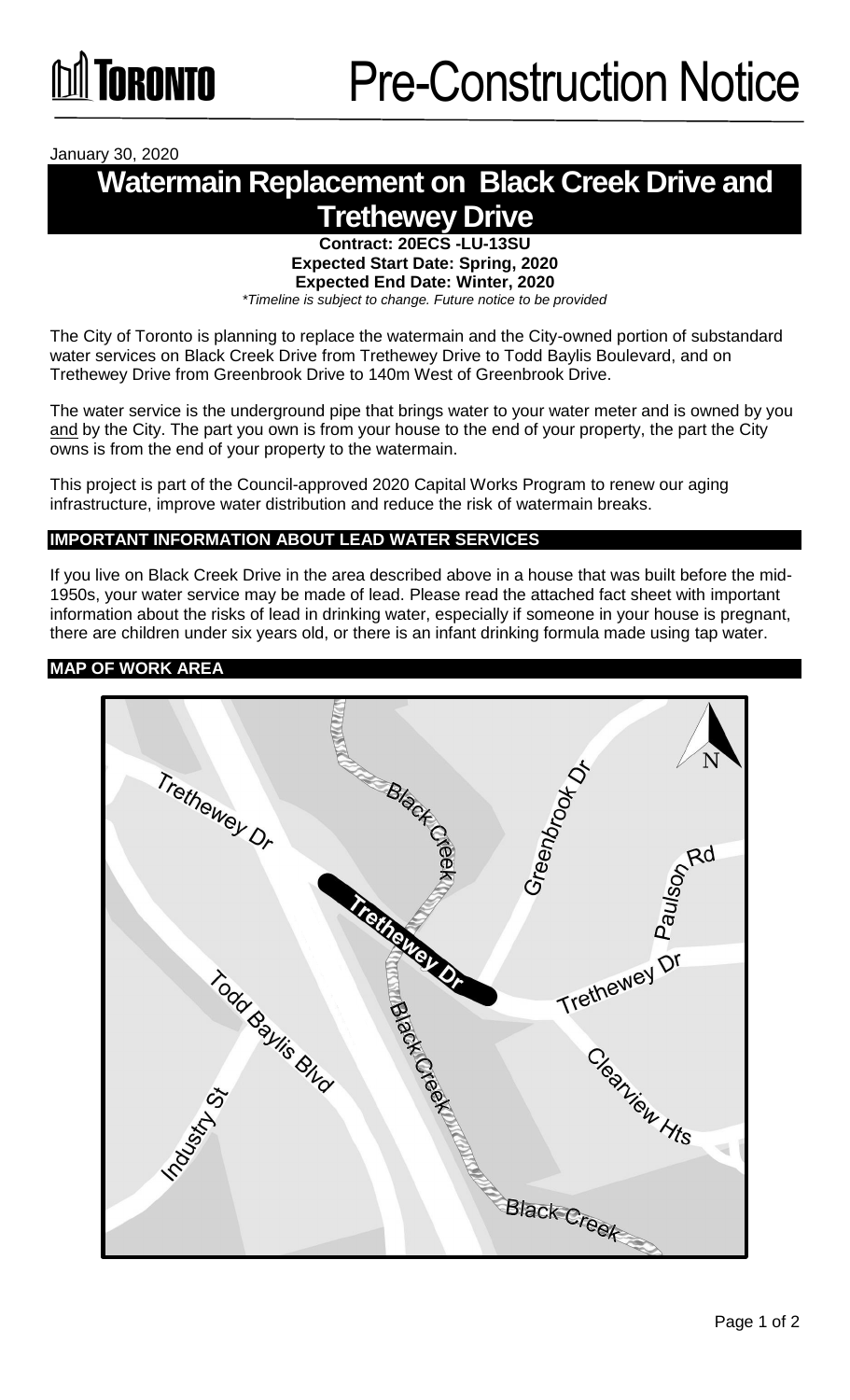# Pre-Construction Notice

January 30, 2020

# Watermain Replacement on Black Creek Drive and Trethewey Drive

**Contract: 20ECS -LU-13SU**
**Expected Start Date: Spring, 2020**
**Expected End Date: Winter, 2020**
*\*Timeline is subject to change. Future notice to be provided*

The City of Toronto is planning to replace the watermain and the City-owned portion of substandard water services on Black Creek Drive from Trethewey Drive to Todd Baylis Boulevard, and on Trethewey Drive from Greenbrook Drive to 140m West of Greenbrook Drive.

The water service is the underground pipe that brings water to your water meter and is owned by you and by the City. The part you own is from your house to the end of your property, the part the City owns is from the end of your property to the watermain.

This project is part of the Council-approved 2020 Capital Works Program to renew our aging infrastructure, improve water distribution and reduce the risk of watermain breaks.

## IMPORTANT INFORMATION ABOUT LEAD WATER SERVICES

If you live on Black Creek Drive in the area described above in a house that was built before the mid-1950s, your water service may be made of lead. Please read the attached fact sheet with important information about the risks of lead in drinking water, especially if someone in your house is pregnant, there are children under six years old, or there is an infant drinking formula made using tap water.

## MAP OF WORK AREA

Trethewey Dr
Black Creek
Greenbrook Dr
N
Paulson Rd
Trethewey Dr
Trethewey Dr
Todd Baylis Blvd
Black Creek
Clearview Hts
Industry St
Black Creek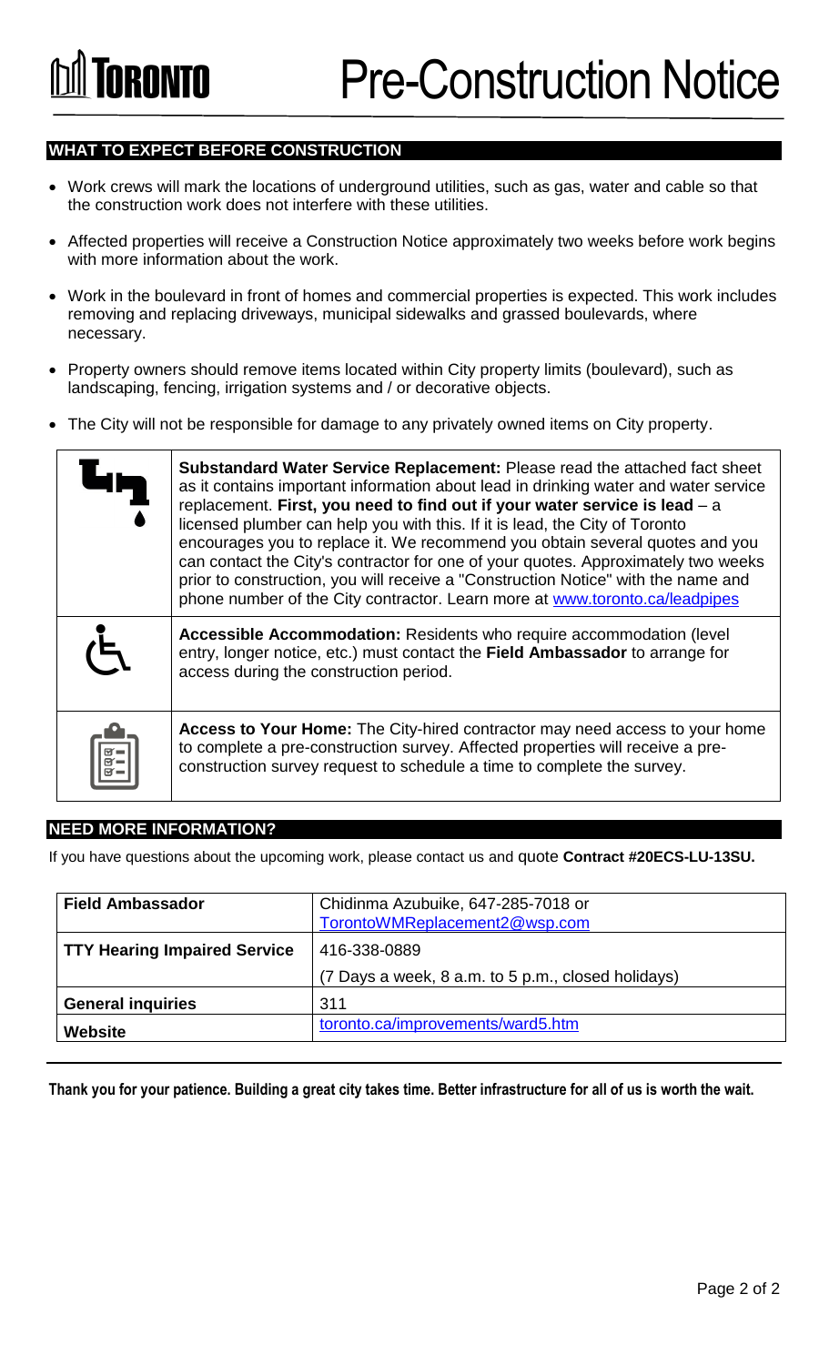# TORONTO Pre-Construction Notice

## WHAT TO EXPECT BEFORE CONSTRUCTION

- Work crews will mark the locations of underground utilities, such as gas, water and cable so that the construction work does not interfere with these utilities.
- Affected properties will receive a Construction Notice approximately two weeks before work begins with more information about the work.
- Work in the boulevard in front of homes and commercial properties is expected. This work includes removing and replacing driveways, municipal sidewalks and grassed boulevards, where necessary.
- Property owners should remove items located within City property limits (boulevard), such as landscaping, fencing, irrigation systems and / or decorative objects.
- The City will not be responsible for damage to any privately owned items on City property.

**Substandard Water Service Replacement:** Please read the attached fact sheet as it contains important information about lead in drinking water and water service replacement. **First, you need to find out if your water service is lead** – a licensed plumber can help you with this. If it is lead, the City of Toronto encourages you to replace it. We recommend you obtain several quotes and you can contact the City's contractor for one of your quotes. Approximately two weeks prior to construction, you will receive a "Construction Notice" with the name and phone number of the City contractor. Learn more at www.toronto.ca/leadpipes

**Accessible Accommodation:** Residents who require accommodation (level entry, longer notice, etc.) must contact the **Field Ambassador** to arrange for access during the construction period.

**Access to Your Home:** The City-hired contractor may need access to your home to complete a pre-construction survey. Affected properties will receive a pre-construction survey request to schedule a time to complete the survey.

## NEED MORE INFORMATION?

If you have questions about the upcoming work, please contact us and quote **Contract #20ECS-LU-13SU.**

| | |
|---|---|
| **Field Ambassador** | Chidinma Azubuike, 647-285-7018 or ToronotWMReplacement2@wsp.com |
| **TTY Hearing Impaired Service** | 416-338-0889<br>(7 Days a week, 8 a.m. to 5 p.m., closed holidays) |
| **General inquiries** | 311 |
| **Website** | toronto.ca/improvements/ward5.htm |

**Thank you for your patience. Building a great city takes time. Better infrastructure for all of us is worth the wait.**